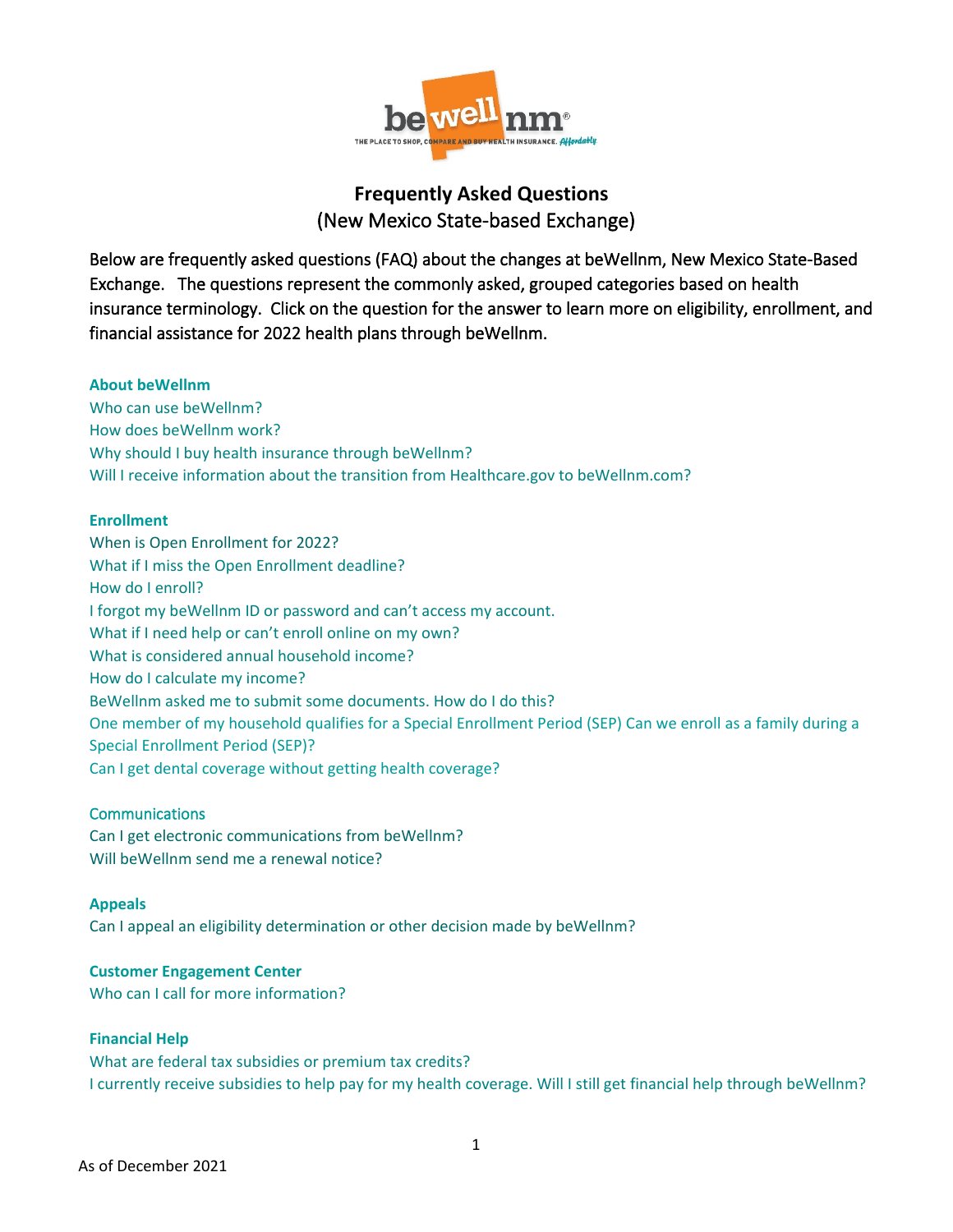# Frequently Asked Questions
## (New Mexico State-based Exchange)

Below are frequently asked questions (FAQ) about the changes at beWellnm, New Mexico State-Based Exchange. The questions represent the commonly asked, grouped categories based on health insurance terminology. Click on the question for the answer to learn more on eligibility, enrollment, and financial assistance for 2022 health plans through beWellnm.

**About beWellnm**

Who can use beWellnm?
How does beWellnm work?
Why should I buy health insurance through beWellnm?
Will I receive information about the transition from Healthcare.gov to beWellnm.com?

**Enrollment**

When is Open Enrollment for 2022?
What if I miss the Open Enrollment deadline?
How do I enroll?
I forgot my beWellnm ID or password and can't access my account.
What if I need help or can't enroll online on my own?
What is considered annual household income?
How do I calculate my income?
BeWellnm asked me to submit some documents. How do I do this?
One member of my household qualifies for a Special Enrollment Period (SEP) Can we enroll as a family during a Special Enrollment Period (SEP)?
Can I get dental coverage without getting health coverage?

Communications

Can I get electronic communications from beWellnm?
Will beWellnm send me a renewal notice?

**Appeals**

Can I appeal an eligibility determination or other decision made by beWellnm?

**Customer Engagement Center**

Who can I call for more information?

**Financial Help**

What are federal tax subsidies or premium tax credits?
I currently receive subsidies to help pay for my health coverage. Will I still get financial help through beWellnm?

As of December 2021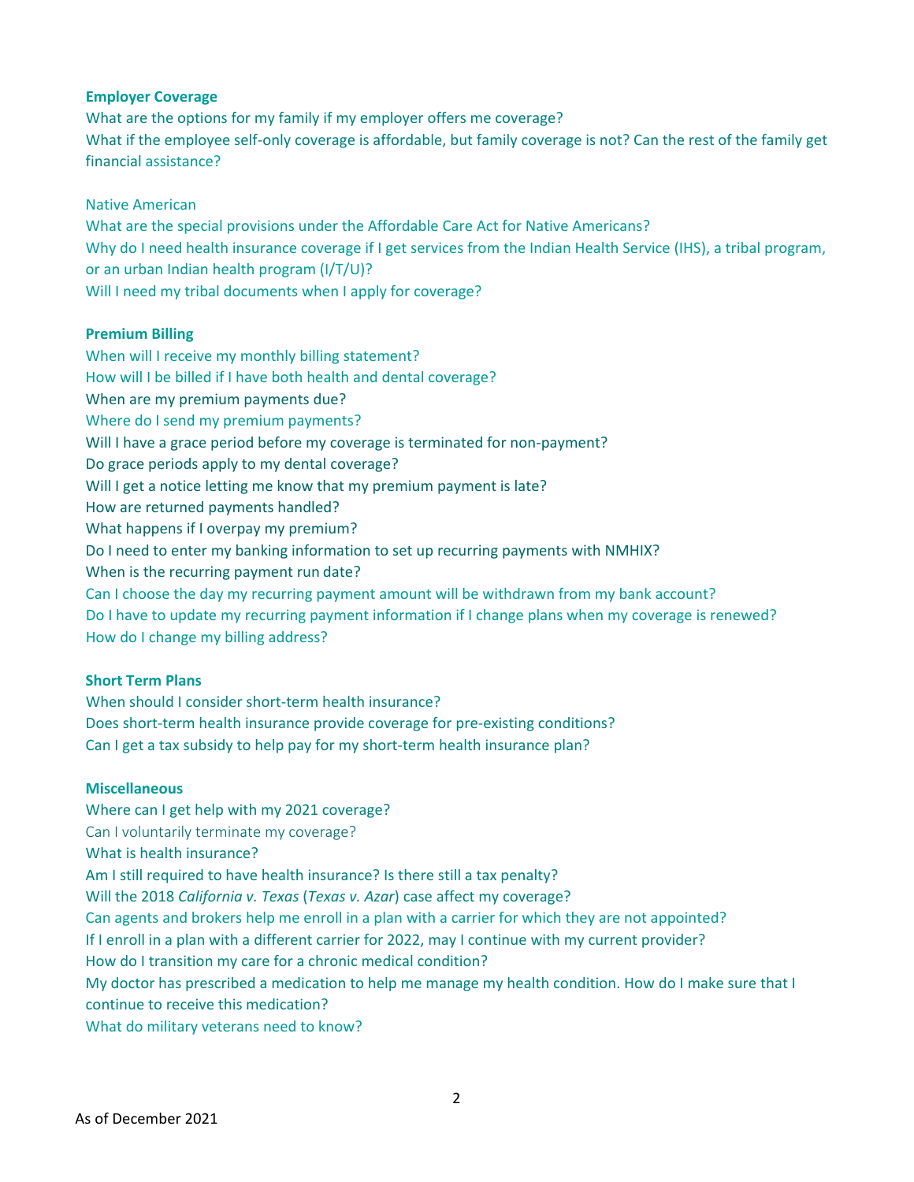**Employer Coverage**

What are the options for my family if my employer offers me coverage?

What if the employee self-only coverage is affordable, but family coverage is not? Can the rest of the family get financial assistance?

Native American

What are the special provisions under the Affordable Care Act for Native Americans?

Why do I need health insurance coverage if I get services from the Indian Health Service (IHS), a tribal program, or an urban Indian health program (I/T/U)?

Will I need my tribal documents when I apply for coverage?

**Premium Billing**

When will I receive my monthly billing statement?

How will I be billed if I have both health and dental coverage?

When are my premium payments due?

Where do I send my premium payments?

Will I have a grace period before my coverage is terminated for non-payment?

Do grace periods apply to my dental coverage?

Will I get a notice letting me know that my premium payment is late?

How are returned payments handled?

What happens if I overpay my premium?

Do I need to enter my banking information to set up recurring payments with NMHIX?

When is the recurring payment run date?

Can I choose the day my recurring payment amount will be withdrawn from my bank account?

Do I have to update my recurring payment information if I change plans when my coverage is renewed?

How do I change my billing address?

**Short Term Plans**

When should I consider short-term health insurance?

Does short-term health insurance provide coverage for pre-existing conditions?

Can I get a tax subsidy to help pay for my short-term health insurance plan?

**Miscellaneous**

Where can I get help with my 2021 coverage?

Can I voluntarily terminate my coverage?

What is health insurance?

Am I still required to have health insurance? Is there still a tax penalty?

Will the 2018 *California v. Texas* (*Texas v. Azar*) case affect my coverage?

Can agents and brokers help me enroll in a plan with a carrier for which they are not appointed?

If I enroll in a plan with a different carrier for 2022, may I continue with my current provider?

How do I transition my care for a chronic medical condition?

My doctor has prescribed a medication to help me manage my health condition. How do I make sure that I continue to receive this medication?

What do military veterans need to know?

As of December 2021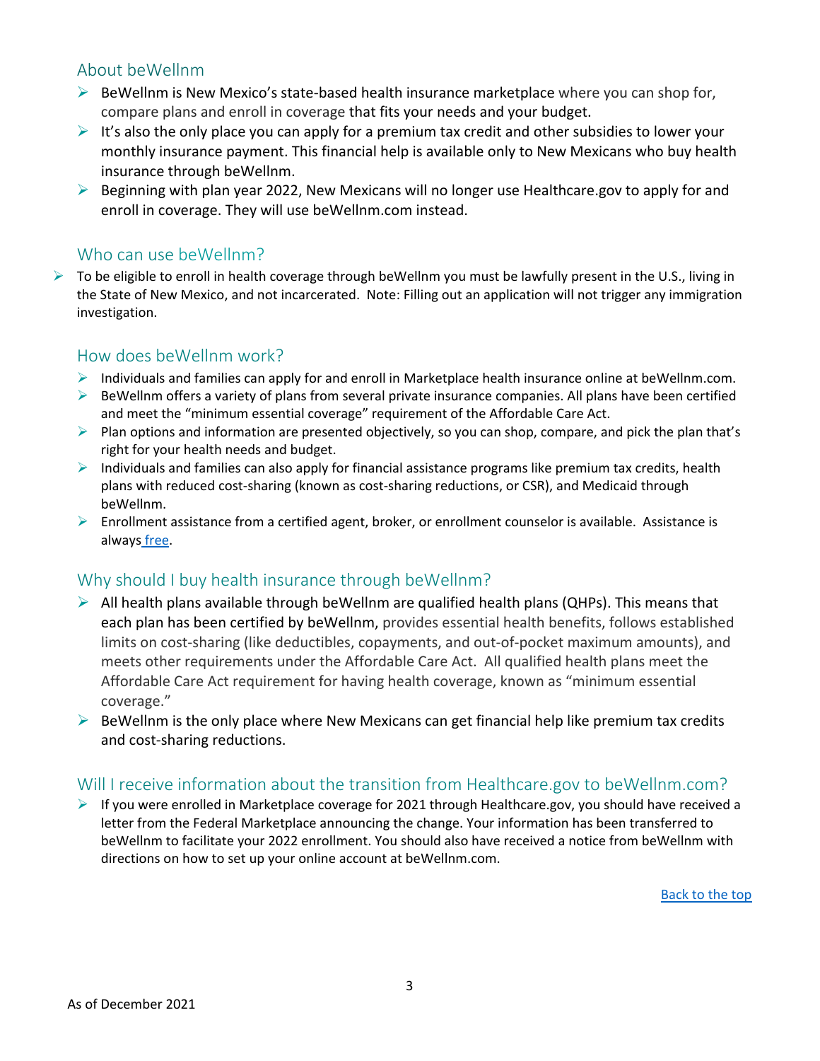## About beWellnm

- BeWellnm is New Mexico's state-based health insurance marketplace where you can shop for, compare plans and enroll in coverage that fits your needs and your budget.
- It's also the only place you can apply for a premium tax credit and other subsidies to lower your monthly insurance payment. This financial help is available only to New Mexicans who buy health insurance through beWellnm.
- Beginning with plan year 2022, New Mexicans will no longer use Healthcare.gov to apply for and enroll in coverage. They will use beWellnm.com instead.

## Who can use beWellnm?

- To be eligible to enroll in health coverage through beWellnm you must be lawfully present in the U.S., living in the State of New Mexico, and not incarcerated. Note: Filling out an application will not trigger any immigration investigation.

## How does beWellnm work?

- Individuals and families can apply for and enroll in Marketplace health insurance online at beWellnm.com.
- BeWellnm offers a variety of plans from several private insurance companies. All plans have been certified and meet the "minimum essential coverage" requirement of the Affordable Care Act.
- Plan options and information are presented objectively, so you can shop, compare, and pick the plan that's right for your health needs and budget.
- Individuals and families can also apply for financial assistance programs like premium tax credits, health plans with reduced cost-sharing (known as cost-sharing reductions, or CSR), and Medicaid through beWellnm.
- Enrollment assistance from a certified agent, broker, or enrollment counselor is available. Assistance is always free.

## Why should I buy health insurance through beWellnm?

- All health plans available through beWellnm are qualified health plans (QHPs). This means that each plan has been certified by beWellnm, provides essential health benefits, follows established limits on cost-sharing (like deductibles, copayments, and out-of-pocket maximum amounts), and meets other requirements under the Affordable Care Act. All qualified health plans meet the Affordable Care Act requirement for having health coverage, known as "minimum essential coverage."
- BeWellnm is the only place where New Mexicans can get financial help like premium tax credits and cost-sharing reductions.

## Will I receive information about the transition from Healthcare.gov to beWellnm.com?

- If you were enrolled in Marketplace coverage for 2021 through Healthcare.gov, you should have received a letter from the Federal Marketplace announcing the change. Your information has been transferred to beWellnm to facilitate your 2022 enrollment. You should also have received a notice from beWellnm with directions on how to set up your online account at beWellnm.com.

Back to the top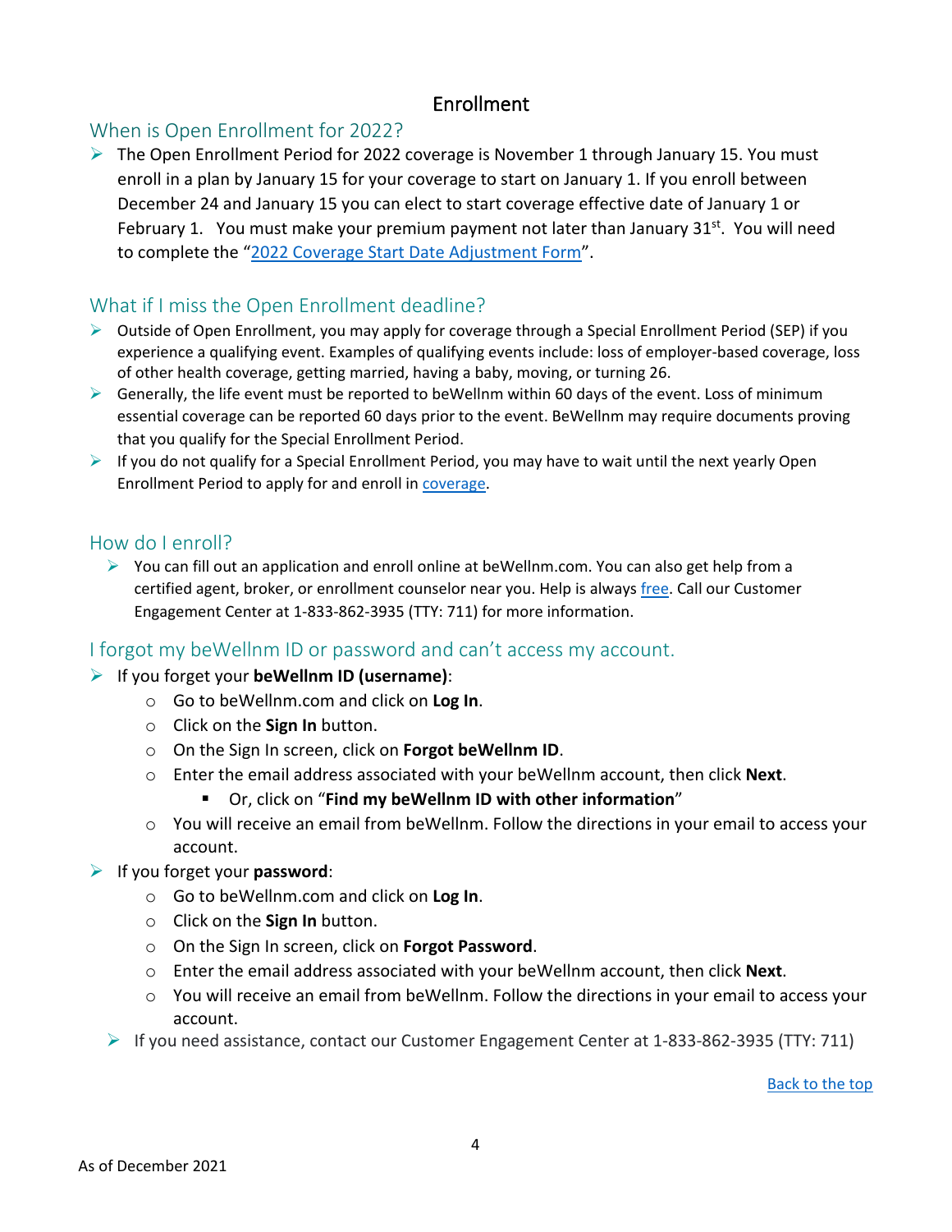# Enrollment

## When is Open Enrollment for 2022?

- The Open Enrollment Period for 2022 coverage is November 1 through January 15. You must enroll in a plan by January 15 for your coverage to start on January 1. If you enroll between December 24 and January 15 you can elect to start coverage effective date of January 1 or February 1. You must make your premium payment not later than January 31st. You will need to complete the "2022 Coverage Start Date Adjustment Form".

## What if I miss the Open Enrollment deadline?

- Outside of Open Enrollment, you may apply for coverage through a Special Enrollment Period (SEP) if you experience a qualifying event. Examples of qualifying events include: loss of employer-based coverage, loss of other health coverage, getting married, having a baby, moving, or turning 26.
- Generally, the life event must be reported to beWellnm within 60 days of the event. Loss of minimum essential coverage can be reported 60 days prior to the event. BeWellnm may require documents proving that you qualify for the Special Enrollment Period.
- If you do not qualify for a Special Enrollment Period, you may have to wait until the next yearly Open Enrollment Period to apply for and enroll in coverage.

## How do I enroll?

- You can fill out an application and enroll online at beWellnm.com. You can also get help from a certified agent, broker, or enrollment counselor near you. Help is always free. Call our Customer Engagement Center at 1-833-862-3935 (TTY: 711) for more information.

## I forgot my beWellnm ID or password and can't access my account.

- If you forget your **beWellnm ID (username)**:
  - Go to beWellnm.com and click on **Log In**.
  - Click on the **Sign In** button.
  - On the Sign In screen, click on **Forgot beWellnm ID**.
  - Enter the email address associated with your beWellnm account, then click **Next**.
    - Or, click on "**Find my beWellnm ID with other information**"
  - You will receive an email from beWellnm. Follow the directions in your email to access your account.
- If you forget your **password**:
  - Go to beWellnm.com and click on **Log In**.
  - Click on the **Sign In** button.
  - On the Sign In screen, click on **Forgot Password**.
  - Enter the email address associated with your beWellnm account, then click **Next**.
  - You will receive an email from beWellnm. Follow the directions in your email to access your account.
- If you need assistance, contact our Customer Engagement Center at 1-833-862-3935 (TTY: 711)

Back to the top

As of December 2021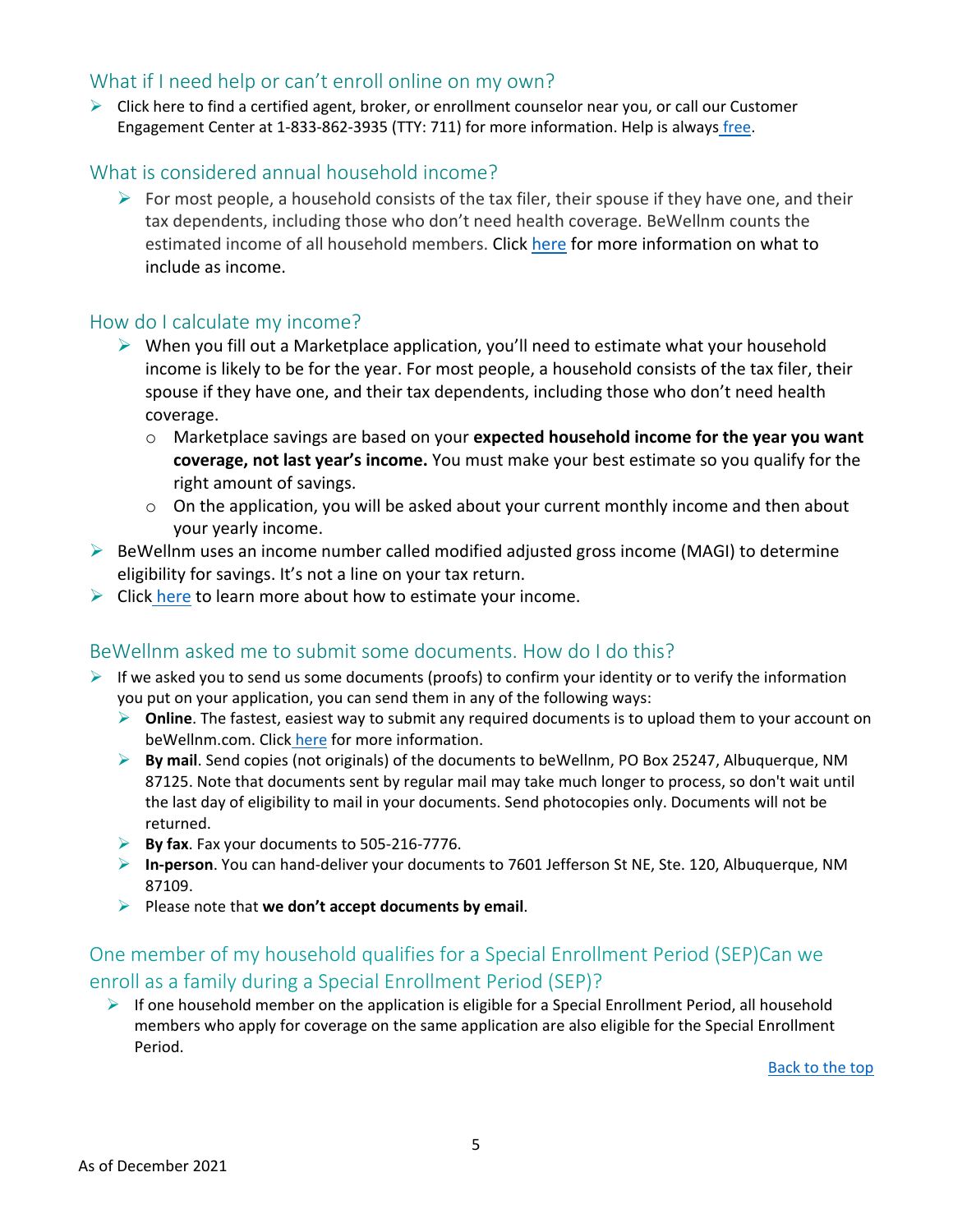## What if I need help or can't enroll online on my own?

- Click here to find a certified agent, broker, or enrollment counselor near you, or call our Customer Engagement Center at 1-833-862-3935 (TTY: 711) for more information. Help is always free.

## What is considered annual household income?

- For most people, a household consists of the tax filer, their spouse if they have one, and their tax dependents, including those who don't need health coverage. BeWellnm counts the estimated income of all household members. Click here for more information on what to include as income.

## How do I calculate my income?

- When you fill out a Marketplace application, you'll need to estimate what your household income is likely to be for the year. For most people, a household consists of the tax filer, their spouse if they have one, and their tax dependents, including those who don't need health coverage.
  - Marketplace savings are based on your **expected household income for the year you want coverage, not last year's income.** You must make your best estimate so you qualify for the right amount of savings.
  - On the application, you will be asked about your current monthly income and then about your yearly income.
- BeWellnm uses an income number called modified adjusted gross income (MAGI) to determine eligibility for savings. It's not a line on your tax return.
- Click here to learn more about how to estimate your income.

## BeWellnm asked me to submit some documents. How do I do this?

- If we asked you to send us some documents (proofs) to confirm your identity or to verify the information you put on your application, you can send them in any of the following ways:
  - **Online**. The fastest, easiest way to submit any required documents is to upload them to your account on beWellnm.com. Click here for more information.
  - **By mail**. Send copies (not originals) of the documents to beWellnm, PO Box 25247, Albuquerque, NM 87125. Note that documents sent by regular mail may take much longer to process, so don't wait until the last day of eligibility to mail in your documents. Send photocopies only. Documents will not be returned.
  - **By fax**. Fax your documents to 505-216-7776.
  - **In-person**. You can hand-deliver your documents to 7601 Jefferson St NE, Ste. 120, Albuquerque, NM 87109.
  - Please note that **we don't accept documents by email**.

## One member of my household qualifies for a Special Enrollment Period (SEP)Can we enroll as a family during a Special Enrollment Period (SEP)?

- If one household member on the application is eligible for a Special Enrollment Period, all household members who apply for coverage on the same application are also eligible for the Special Enrollment Period.

Back to the top

As of December 2021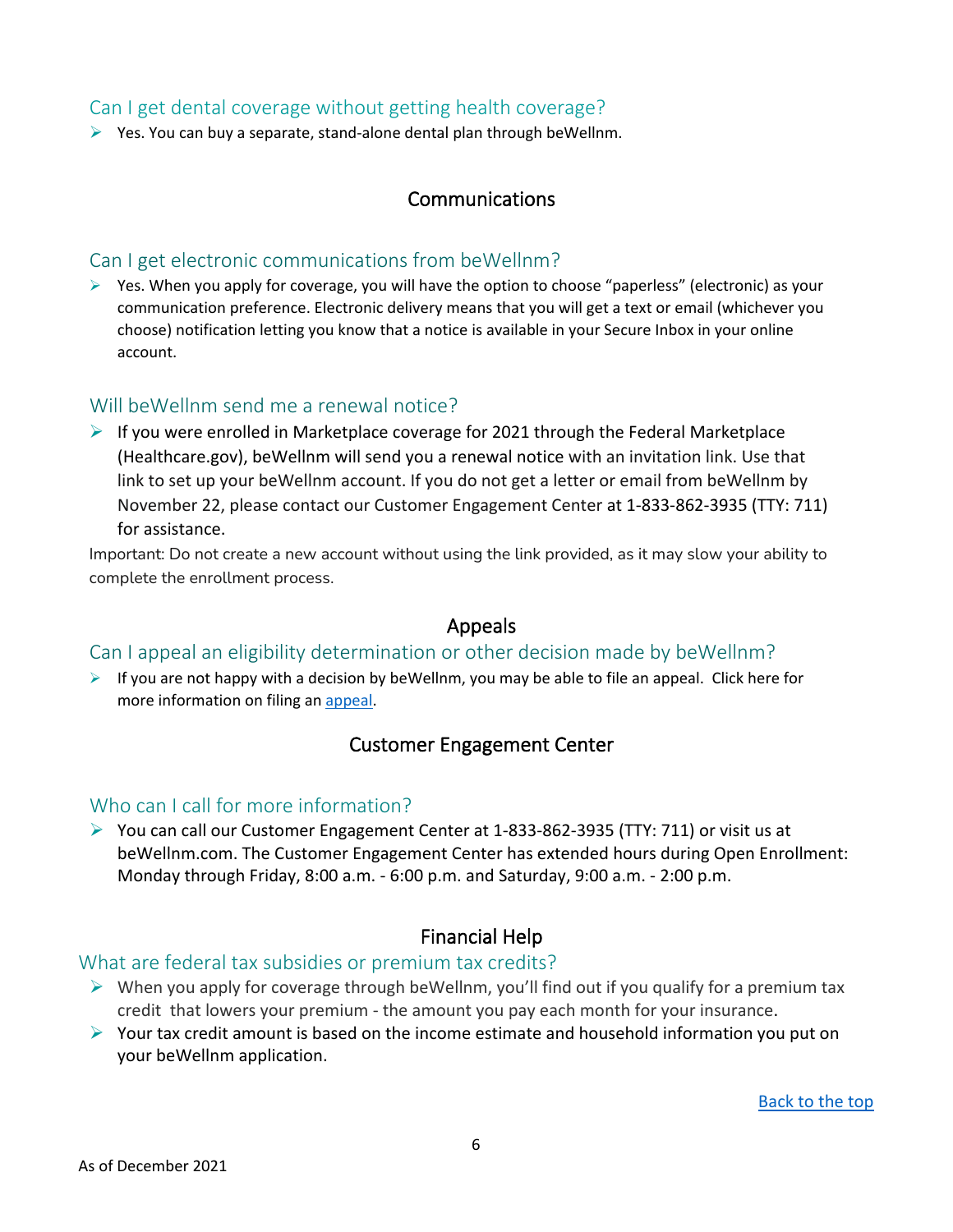### Can I get dental coverage without getting health coverage?

- Yes. You can buy a separate, stand-alone dental plan through beWellnm.

## Communications

### Can I get electronic communications from beWellnm?

- Yes. When you apply for coverage, you will have the option to choose "paperless" (electronic) as your communication preference. Electronic delivery means that you will get a text or email (whichever you choose) notification letting you know that a notice is available in your Secure Inbox in your online account.

### Will beWellnm send me a renewal notice?

- If you were enrolled in Marketplace coverage for 2021 through the Federal Marketplace (Healthcare.gov), beWellnm will send you a renewal notice with an invitation link. Use that link to set up your beWellnm account. If you do not get a letter or email from beWellnm by November 22, please contact our Customer Engagement Center at 1-833-862-3935 (TTY: 711) for assistance.

Important: Do not create a new account without using the link provided, as it may slow your ability to complete the enrollment process.

## Appeals

### Can I appeal an eligibility determination or other decision made by beWellnm?

- If you are not happy with a decision by beWellnm, you may be able to file an appeal. Click here for more information on filing an [appeal](#).

## Customer Engagement Center

### Who can I call for more information?

- You can call our Customer Engagement Center at 1-833-862-3935 (TTY: 711) or visit us at beWellnm.com. The Customer Engagement Center has extended hours during Open Enrollment: Monday through Friday, 8:00 a.m. - 6:00 p.m. and Saturday, 9:00 a.m. - 2:00 p.m.

## Financial Help

### What are federal tax subsidies or premium tax credits?

- When you apply for coverage through beWellnm, you'll find out if you qualify for a premium tax credit that lowers your premium - the amount you pay each month for your insurance.
- Your tax credit amount is based on the income estimate and household information you put on your beWellnm application.

[Back to the top](#)

As of December 2021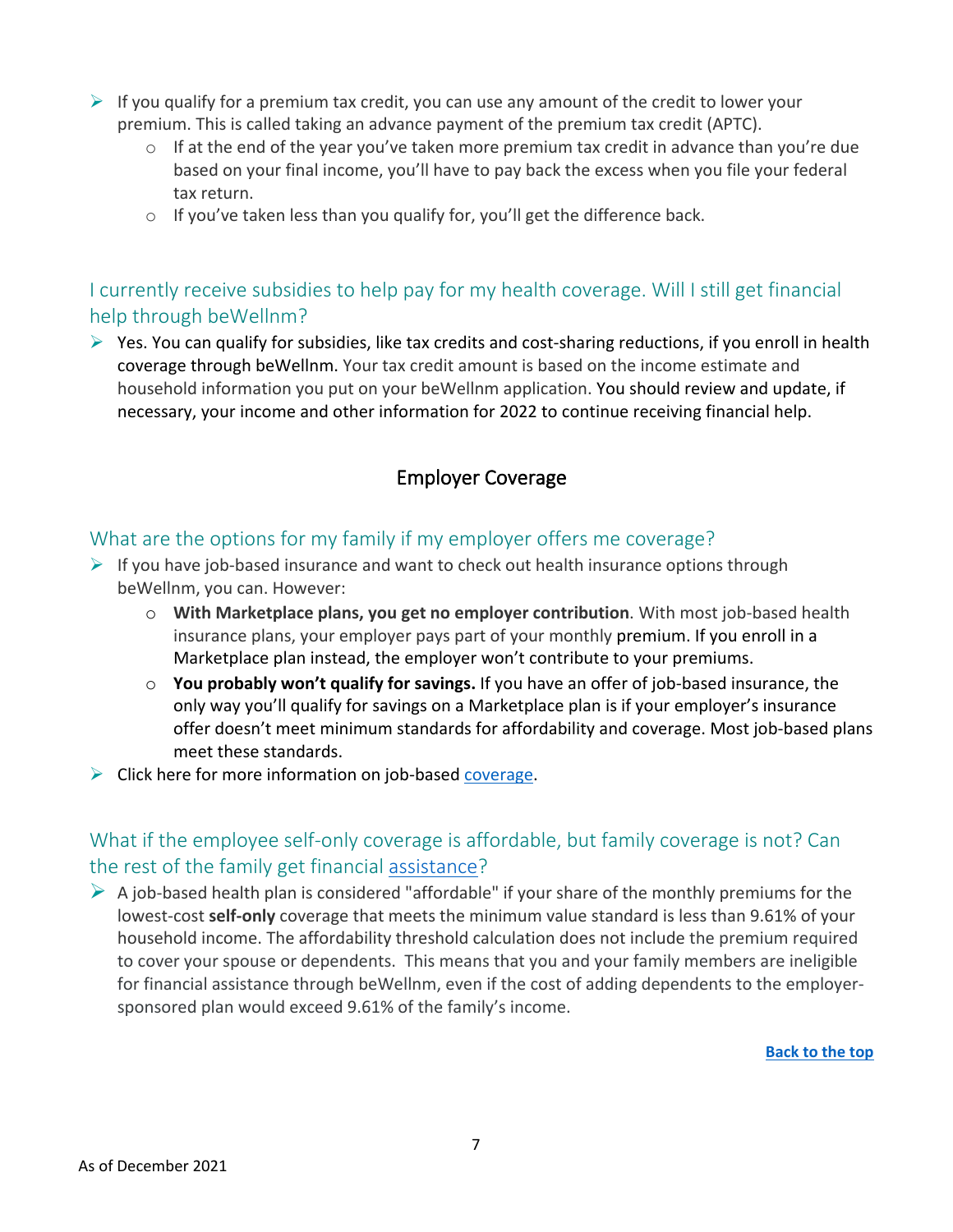- If you qualify for a premium tax credit, you can use any amount of the credit to lower your premium. This is called taking an advance payment of the premium tax credit (APTC).
    - If at the end of the year you've taken more premium tax credit in advance than you're due based on your final income, you'll have to pay back the excess when you file your federal tax return.
    - If you've taken less than you qualify for, you'll get the difference back.

### I currently receive subsidies to help pay for my health coverage. Will I still get financial help through beWellnm?

- Yes. You can qualify for subsidies, like tax credits and cost-sharing reductions, if you enroll in health coverage through beWellnm. Your tax credit amount is based on the income estimate and household information you put on your beWellnm application. You should review and update, if necessary, your income and other information for 2022 to continue receiving financial help.

## Employer Coverage

### What are the options for my family if my employer offers me coverage?

- If you have job-based insurance and want to check out health insurance options through beWellnm, you can. However:
    - **With Marketplace plans, you get no employer contribution**. With most job-based health insurance plans, your employer pays part of your monthly premium. If you enroll in a Marketplace plan instead, the employer won't contribute to your premiums.
    - **You probably won't qualify for savings.** If you have an offer of job-based insurance, the only way you'll qualify for savings on a Marketplace plan is if your employer's insurance offer doesn't meet minimum standards for affordability and coverage. Most job-based plans meet these standards.
- Click here for more information on job-based coverage.

### What if the employee self-only coverage is affordable, but family coverage is not? Can the rest of the family get financial assistance?

- A job-based health plan is considered "affordable" if your share of the monthly premiums for the lowest-cost **self-only** coverage that meets the minimum value standard is less than 9.61% of your household income. The affordability threshold calculation does not include the premium required to cover your spouse or dependents. This means that you and your family members are ineligible for financial assistance through beWellnm, even if the cost of adding dependents to the employer-sponsored plan would exceed 9.61% of the family's income.

**Back to the top**

As of December 2021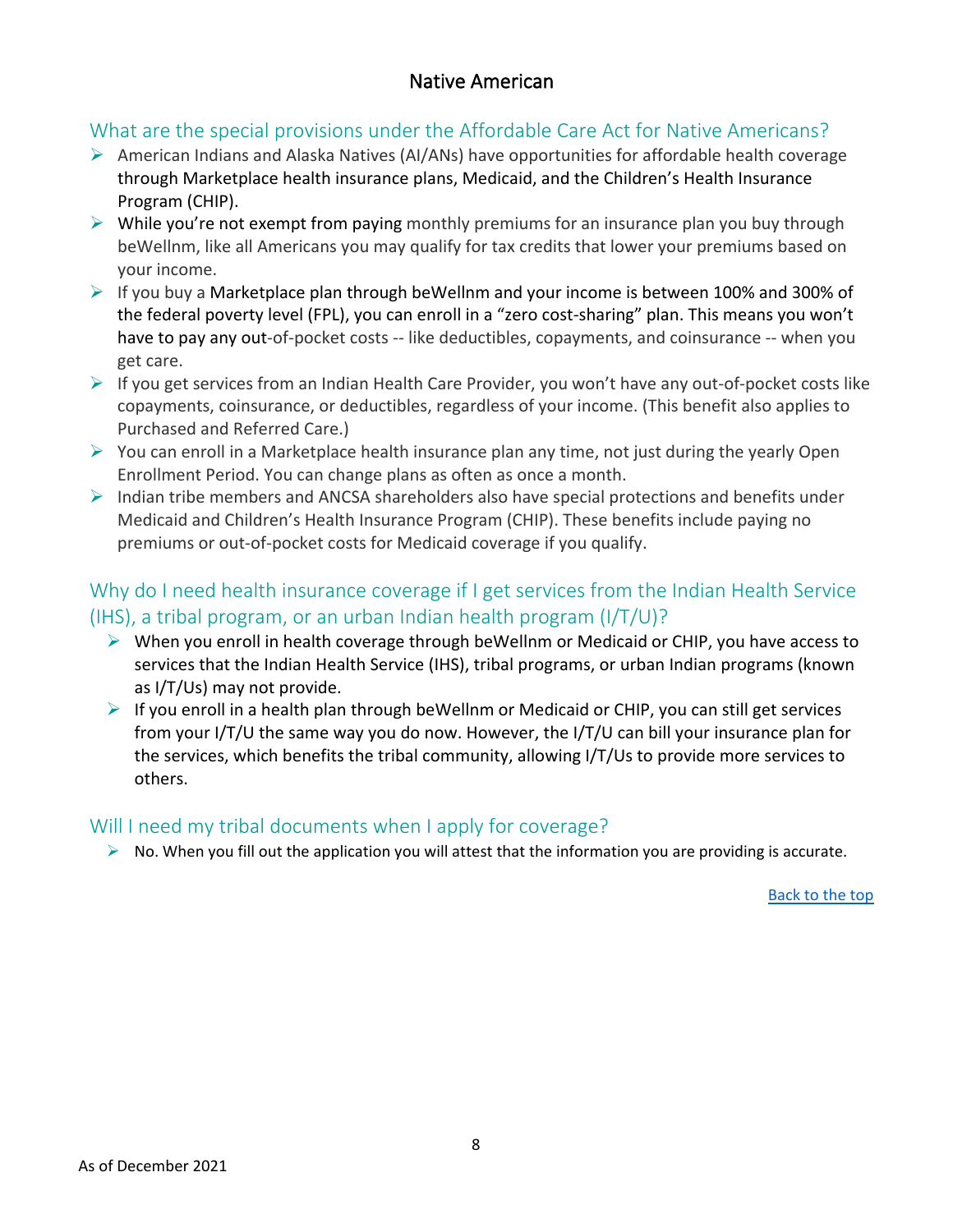# Native American

## What are the special provisions under the Affordable Care Act for Native Americans?

- American Indians and Alaska Natives (AI/ANs) have opportunities for affordable health coverage through Marketplace health insurance plans, Medicaid, and the Children's Health Insurance Program (CHIP).
- While you're not exempt from paying monthly premiums for an insurance plan you buy through beWellnm, like all Americans you may qualify for tax credits that lower your premiums based on your income.
- If you buy a Marketplace plan through beWellnm and your income is between 100% and 300% of the federal poverty level (FPL), you can enroll in a "zero cost-sharing" plan. This means you won't have to pay any out-of-pocket costs -- like deductibles, copayments, and coinsurance -- when you get care.
- If you get services from an Indian Health Care Provider, you won't have any out-of-pocket costs like copayments, coinsurance, or deductibles, regardless of your income. (This benefit also applies to Purchased and Referred Care.)
- You can enroll in a Marketplace health insurance plan any time, not just during the yearly Open Enrollment Period. You can change plans as often as once a month.
- Indian tribe members and ANCSA shareholders also have special protections and benefits under Medicaid and Children's Health Insurance Program (CHIP). These benefits include paying no premiums or out-of-pocket costs for Medicaid coverage if you qualify.

## Why do I need health insurance coverage if I get services from the Indian Health Service (IHS), a tribal program, or an urban Indian health program (I/T/U)?

- When you enroll in health coverage through beWellnm or Medicaid or CHIP, you have access to services that the Indian Health Service (IHS), tribal programs, or urban Indian programs (known as I/T/Us) may not provide.
- If you enroll in a health plan through beWellnm or Medicaid or CHIP, you can still get services from your I/T/U the same way you do now. However, the I/T/U can bill your insurance plan for the services, which benefits the tribal community, allowing I/T/Us to provide more services to others.

## Will I need my tribal documents when I apply for coverage?

- No. When you fill out the application you will attest that the information you are providing is accurate.

Back to the top

As of December 2021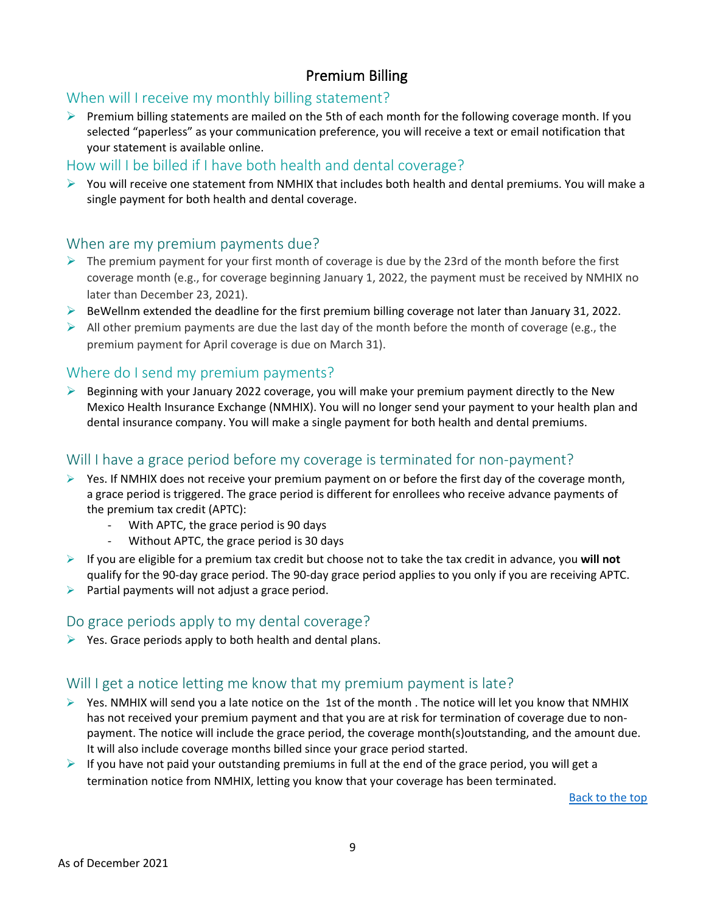# Premium Billing

## When will I receive my monthly billing statement?

- Premium billing statements are mailed on the 5th of each month for the following coverage month. If you selected "paperless" as your communication preference, you will receive a text or email notification that your statement is available online.

## How will I be billed if I have both health and dental coverage?

- You will receive one statement from NMHIX that includes both health and dental premiums. You will make a single payment for both health and dental coverage.

## When are my premium payments due?

- The premium payment for your first month of coverage is due by the 23rd of the month before the first coverage month (e.g., for coverage beginning January 1, 2022, the payment must be received by NMHIX no later than December 23, 2021).
- BeWellnm extended the deadline for the first premium billing coverage not later than January 31, 2022.
- All other premium payments are due the last day of the month before the month of coverage (e.g., the premium payment for April coverage is due on March 31).

## Where do I send my premium payments?

- Beginning with your January 2022 coverage, you will make your premium payment directly to the New Mexico Health Insurance Exchange (NMHIX). You will no longer send your payment to your health plan and dental insurance company. You will make a single payment for both health and dental premiums.

## Will I have a grace period before my coverage is terminated for non-payment?

- Yes. If NMHIX does not receive your premium payment on or before the first day of the coverage month, a grace period is triggered. The grace period is different for enrollees who receive advance payments of the premium tax credit (APTC):
  - With APTC, the grace period is 90 days
  - Without APTC, the grace period is 30 days
- If you are eligible for a premium tax credit but choose not to take the tax credit in advance, you **will not** qualify for the 90-day grace period. The 90-day grace period applies to you only if you are receiving APTC.
- Partial payments will not adjust a grace period.

## Do grace periods apply to my dental coverage?

- Yes. Grace periods apply to both health and dental plans.

## Will I get a notice letting me know that my premium payment is late?

- Yes. NMHIX will send you a late notice on the 1st of the month . The notice will let you know that NMHIX has not received your premium payment and that you are at risk for termination of coverage due to non-payment. The notice will include the grace period, the coverage month(s)outstanding, and the amount due. It will also include coverage months billed since your grace period started.
- If you have not paid your outstanding premiums in full at the end of the grace period, you will get a termination notice from NMHIX, letting you know that your coverage has been terminated.

Back to the top

As of December 2021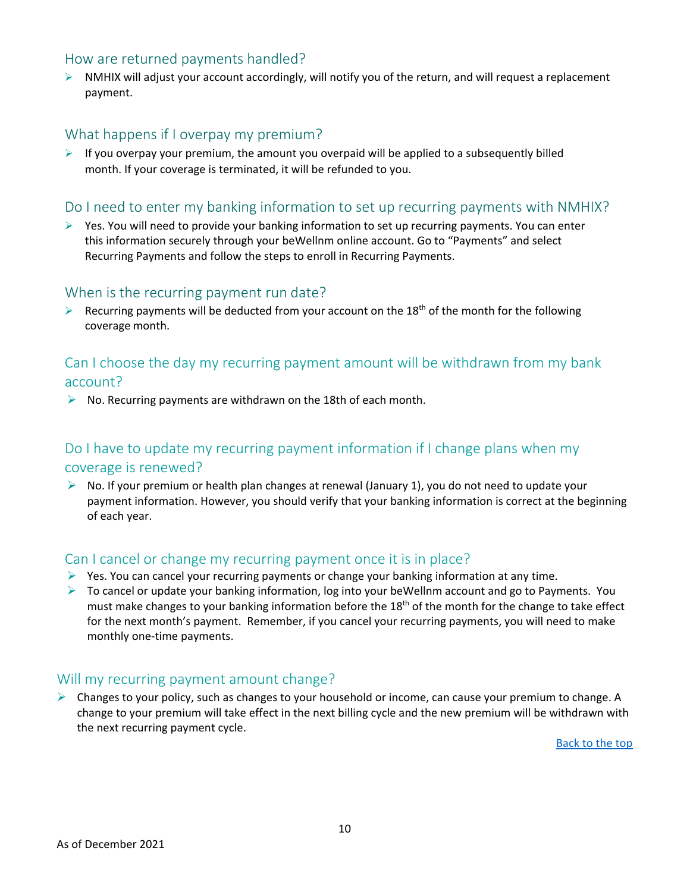## How are returned payments handled?

- NMHIX will adjust your account accordingly, will notify you of the return, and will request a replacement payment.

## What happens if I overpay my premium?

- If you overpay your premium, the amount you overpaid will be applied to a subsequently billed month. If your coverage is terminated, it will be refunded to you.

## Do I need to enter my banking information to set up recurring payments with NMHIX?

- Yes. You will need to provide your banking information to set up recurring payments. You can enter this information securely through your beWellnm online account. Go to "Payments" and select Recurring Payments and follow the steps to enroll in Recurring Payments.

## When is the recurring payment run date?

- Recurring payments will be deducted from your account on the 18th of the month for the following coverage month.

## Can I choose the day my recurring payment amount will be withdrawn from my bank account?

- No. Recurring payments are withdrawn on the 18th of each month.

## Do I have to update my recurring payment information if I change plans when my coverage is renewed?

- No. If your premium or health plan changes at renewal (January 1), you do not need to update your payment information. However, you should verify that your banking information is correct at the beginning of each year.

## Can I cancel or change my recurring payment once it is in place?

- Yes. You can cancel your recurring payments or change your banking information at any time.
- To cancel or update your banking information, log into your beWellnm account and go to Payments. You must make changes to your banking information before the 18th of the month for the change to take effect for the next month's payment. Remember, if you cancel your recurring payments, you will need to make monthly one-time payments.

## Will my recurring payment amount change?

- Changes to your policy, such as changes to your household or income, can cause your premium to change. A change to your premium will take effect in the next billing cycle and the new premium will be withdrawn with the next recurring payment cycle.

Back to the top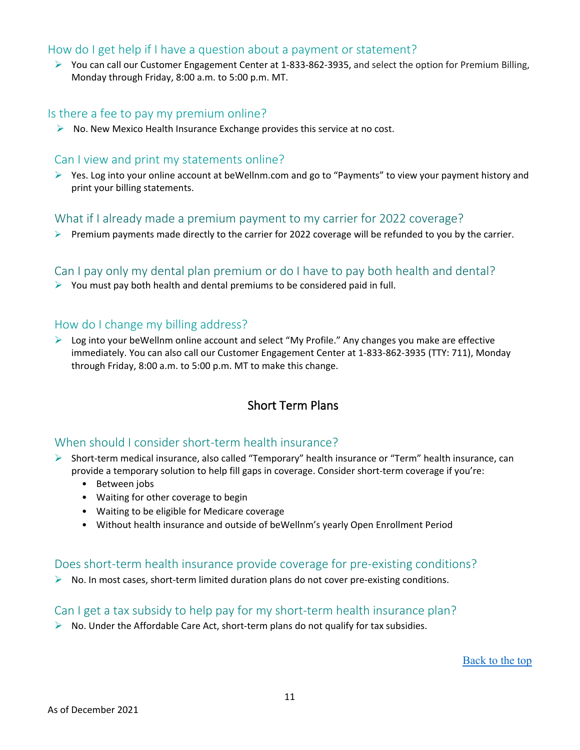### How do I get help if I have a question about a payment or statement?

- You can call our Customer Engagement Center at 1-833-862-3935, and select the option for Premium Billing, Monday through Friday, 8:00 a.m. to 5:00 p.m. MT.

### Is there a fee to pay my premium online?

- No. New Mexico Health Insurance Exchange provides this service at no cost.

### Can I view and print my statements online?

- Yes. Log into your online account at beWellnm.com and go to "Payments" to view your payment history and print your billing statements.

### What if I already made a premium payment to my carrier for 2022 coverage?

- Premium payments made directly to the carrier for 2022 coverage will be refunded to you by the carrier.

### Can I pay only my dental plan premium or do I have to pay both health and dental?

- You must pay both health and dental premiums to be considered paid in full.

### How do I change my billing address?

- Log into your beWellnm online account and select "My Profile." Any changes you make are effective immediately. You can also call our Customer Engagement Center at 1-833-862-3935 (TTY: 711), Monday through Friday, 8:00 a.m. to 5:00 p.m. MT to make this change.

## Short Term Plans

### When should I consider short-term health insurance?

- Short-term medical insurance, also called "Temporary" health insurance or "Term" health insurance, can provide a temporary solution to help fill gaps in coverage. Consider short-term coverage if you're:
  - Between jobs
  - Waiting for other coverage to begin
  - Waiting to be eligible for Medicare coverage
  - Without health insurance and outside of beWellnm's yearly Open Enrollment Period

### Does short-term health insurance provide coverage for pre-existing conditions?

- No. In most cases, short-term limited duration plans do not cover pre-existing conditions.

### Can I get a tax subsidy to help pay for my short-term health insurance plan?

- No. Under the Affordable Care Act, short-term plans do not qualify for tax subsidies.

Back to the top

As of December 2021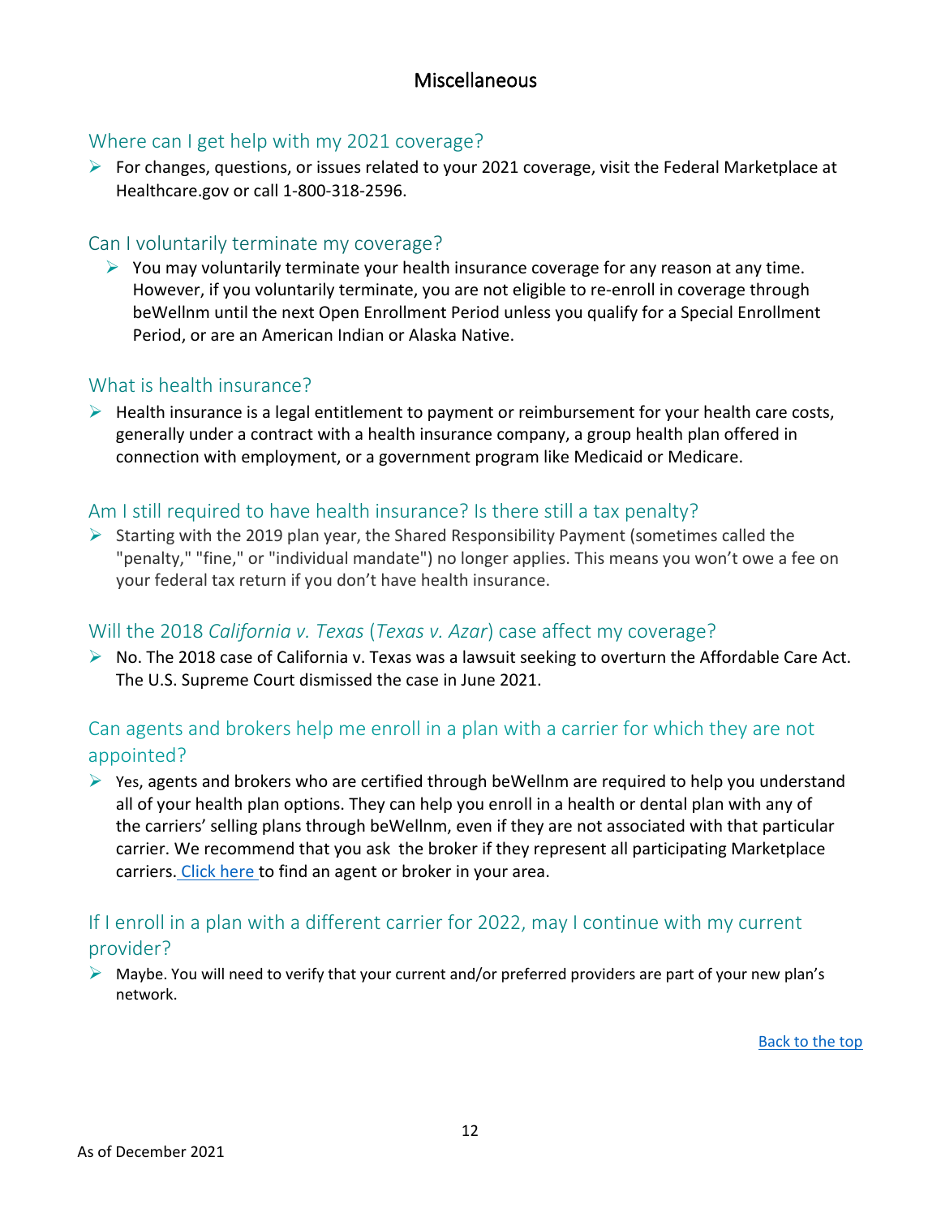# Miscellaneous

## Where can I get help with my 2021 coverage?

- For changes, questions, or issues related to your 2021 coverage, visit the Federal Marketplace at Healthcare.gov or call 1-800-318-2596.

## Can I voluntarily terminate my coverage?

- You may voluntarily terminate your health insurance coverage for any reason at any time. However, if you voluntarily terminate, you are not eligible to re-enroll in coverage through beWellnm until the next Open Enrollment Period unless you qualify for a Special Enrollment Period, or are an American Indian or Alaska Native.

## What is health insurance?

- Health insurance is a legal entitlement to payment or reimbursement for your health care costs, generally under a contract with a health insurance company, a group health plan offered in connection with employment, or a government program like Medicaid or Medicare.

## Am I still required to have health insurance? Is there still a tax penalty?

- Starting with the 2019 plan year, the Shared Responsibility Payment (sometimes called the "penalty," "fine," or "individual mandate") no longer applies. This means you won't owe a fee on your federal tax return if you don't have health insurance.

## Will the 2018 *California v. Texas* (*Texas v. Azar*) case affect my coverage?

- No. The 2018 case of California v. Texas was a lawsuit seeking to overturn the Affordable Care Act. The U.S. Supreme Court dismissed the case in June 2021.

## Can agents and brokers help me enroll in a plan with a carrier for which they are not appointed?

- Yes, agents and brokers who are certified through beWellnm are required to help you understand all of your health plan options. They can help you enroll in a health or dental plan with any of the carriers' selling plans through beWellnm, even if they are not associated with that particular carrier. We recommend that you ask the broker if they represent all participating Marketplace carriers. Click here to find an agent or broker in your area.

## If I enroll in a plan with a different carrier for 2022, may I continue with my current provider?

- Maybe. You will need to verify that your current and/or preferred providers are part of your new plan's network.

Back to the top

As of December 2021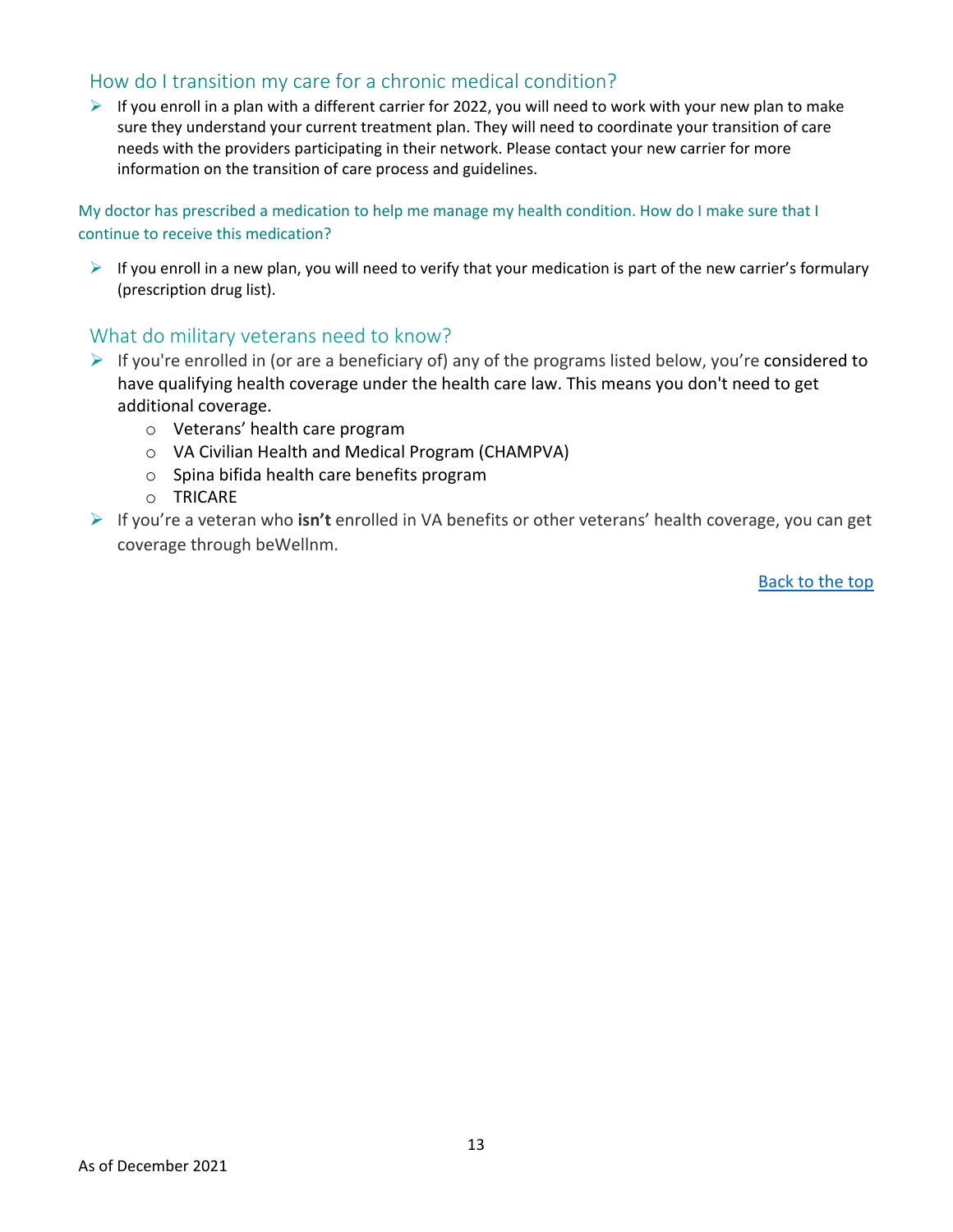## How do I transition my care for a chronic medical condition?

- If you enroll in a plan with a different carrier for 2022, you will need to work with your new plan to make sure they understand your current treatment plan. They will need to coordinate your transition of care needs with the providers participating in their network. Please contact your new carrier for more information on the transition of care process and guidelines.

### My doctor has prescribed a medication to help me manage my health condition. How do I make sure that I continue to receive this medication?

- If you enroll in a new plan, you will need to verify that your medication is part of the new carrier's formulary (prescription drug list).

## What do military veterans need to know?

- If you're enrolled in (or are a beneficiary of) any of the programs listed below, you're considered to have qualifying health coverage under the health care law. This means you don't need to get additional coverage.
  - Veterans' health care program
  - VA Civilian Health and Medical Program (CHAMPVA)
  - Spina bifida health care benefits program
  - TRICARE
- If you're a veteran who **isn't** enrolled in VA benefits or other veterans' health coverage, you can get coverage through beWellnm.

Back to the top

As of December 2021